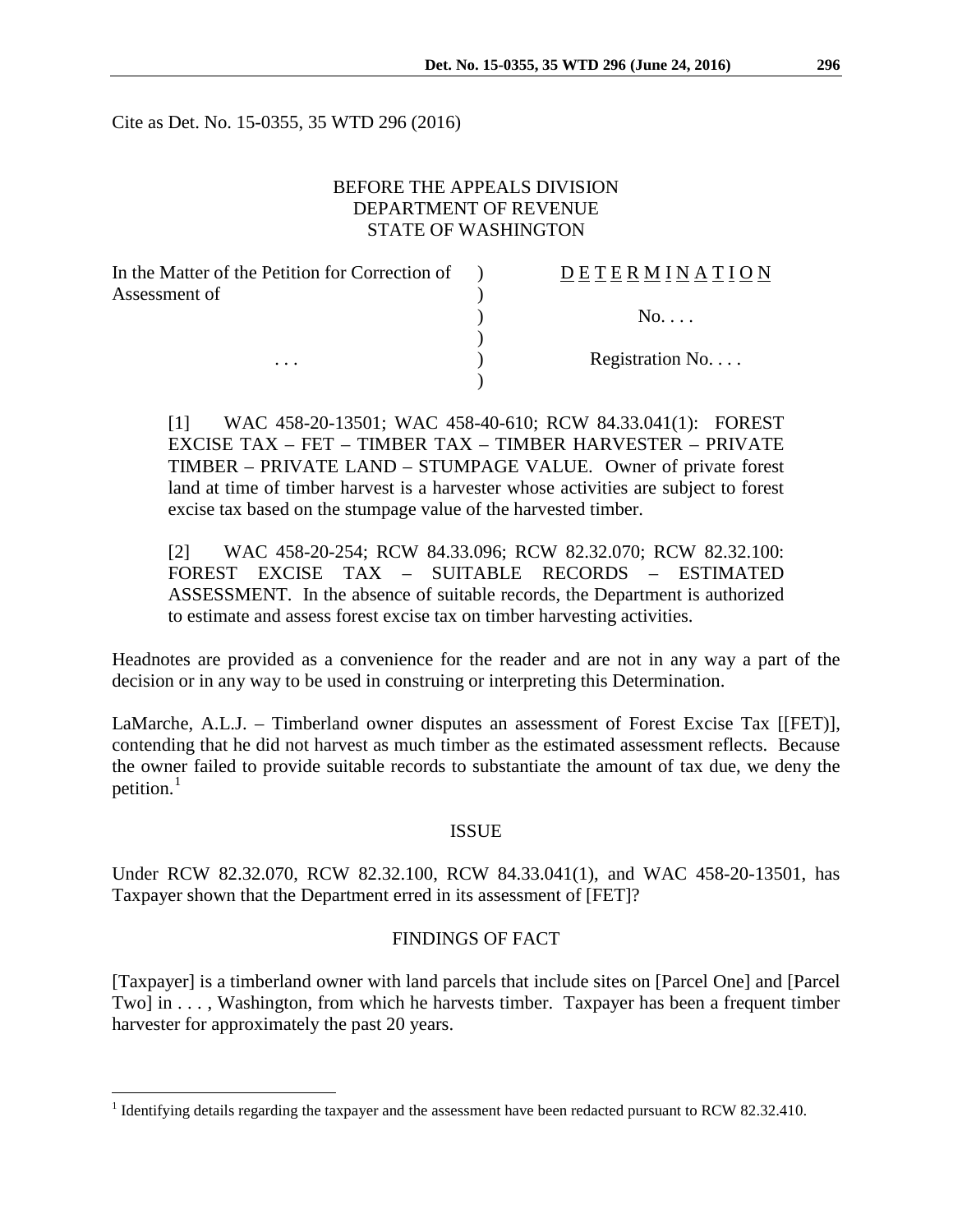Cite as Det. No. 15-0355, 35 WTD 296 (2016)

BEFORE THE APPEALS DIVISION
DEPARTMENT OF REVENUE
STATE OF WASHINGTON

| | | |
|---|---|---|
| In the Matter of the Petition for Correction of Assessment of | ) | D E T E R M I N A T I O N |
| | ) | |
| | ) | No. . . . |
| | ) | |
| . . . | ) | Registration No. . . . |
| | ) | |

> [1] WAC 458-20-13501; WAC 458-40-610; RCW 84.33.041(1): FOREST EXCISE TAX – FET – TIMBER TAX – TIMBER HARVESTER – PRIVATE TIMBER – PRIVATE LAND – STUMPAGE VALUE. Owner of private forest land at time of timber harvest is a harvester whose activities are subject to forest excise tax based on the stumpage value of the harvested timber.
>
> [2] WAC 458-20-254; RCW 84.33.096; RCW 82.32.070; RCW 82.32.100: FOREST EXCISE TAX – SUITABLE RECORDS – ESTIMATED ASSESSMENT. In the absence of suitable records, the Department is authorized to estimate and assess forest excise tax on timber harvesting activities.

Headnotes are provided as a convenience for the reader and are not in any way a part of the decision or in any way to be used in construing or interpreting this Determination.

LaMarche, A.L.J. – Timberland owner disputes an assessment of Forest Excise Tax [[FET)], contending that he did not harvest as much timber as the estimated assessment reflects. Because the owner failed to provide suitable records to substantiate the amount of tax due, we deny the petition.[1]

## ISSUE

Under RCW 82.32.070, RCW 82.32.100, RCW 84.33.041(1), and WAC 458-20-13501, has Taxpayer shown that the Department erred in its assessment of [FET]?

## FINDINGS OF FACT

[Taxpayer] is a timberland owner with land parcels that include sites on [Parcel One] and [Parcel Two] in . . . , Washington, from which he harvests timber. Taxpayer has been a frequent timber harvester for approximately the past 20 years.

[1] Identifying details regarding the taxpayer and the assessment have been redacted pursuant to RCW 82.32.410.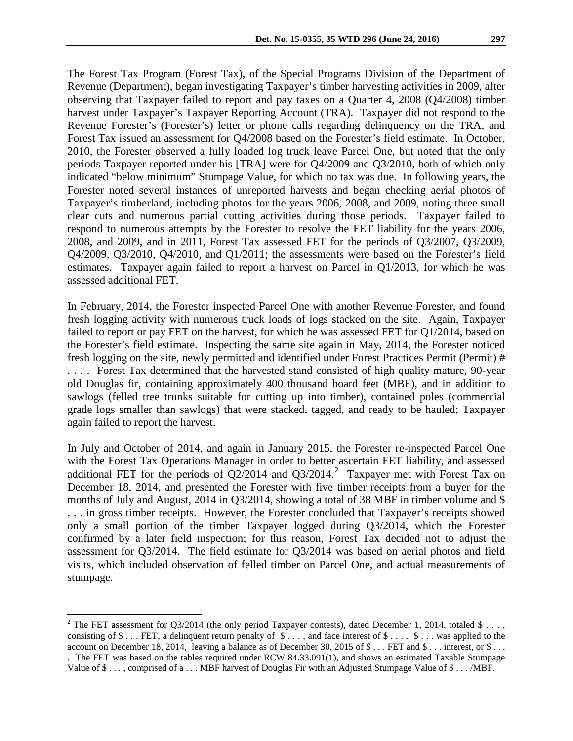The Forest Tax Program (Forest Tax), of the Special Programs Division of the Department of Revenue (Department), began investigating Taxpayer's timber harvesting activities in 2009, after observing that Taxpayer failed to report and pay taxes on a Quarter 4, 2008 (Q4/2008) timber harvest under Taxpayer's Taxpayer Reporting Account (TRA). Taxpayer did not respond to the Revenue Forester's (Forester's) letter or phone calls regarding delinquency on the TRA, and Forest Tax issued an assessment for Q4/2008 based on the Forester's field estimate. In October, 2010, the Forester observed a fully loaded log truck leave Parcel One, but noted that the only periods Taxpayer reported under his [TRA] were for Q4/2009 and Q3/2010, both of which only indicated "below minimum" Stumpage Value, for which no tax was due. In following years, the Forester noted several instances of unreported harvests and began checking aerial photos of Taxpayer's timberland, including photos for the years 2006, 2008, and 2009, noting three small clear cuts and numerous partial cutting activities during those periods. Taxpayer failed to respond to numerous attempts by the Forester to resolve the FET liability for the years 2006, 2008, and 2009, and in 2011, Forest Tax assessed FET for the periods of Q3/2007, Q3/2009, Q4/2009, Q3/2010, Q4/2010, and Q1/2011; the assessments were based on the Forester's field estimates. Taxpayer again failed to report a harvest on Parcel in Q1/2013, for which he was assessed additional FET.

In February, 2014, the Forester inspected Parcel One with another Revenue Forester, and found fresh logging activity with numerous truck loads of logs stacked on the site. Again, Taxpayer failed to report or pay FET on the harvest, for which he was assessed FET for Q1/2014, based on the Forester's field estimate. Inspecting the same site again in May, 2014, the Forester noticed fresh logging on the site, newly permitted and identified under Forest Practices Permit (Permit) # . . . . Forest Tax determined that the harvested stand consisted of high quality mature, 90-year old Douglas fir, containing approximately 400 thousand board feet (MBF), and in addition to sawlogs (felled tree trunks suitable for cutting up into timber), contained poles (commercial grade logs smaller than sawlogs) that were stacked, tagged, and ready to be hauled; Taxpayer again failed to report the harvest.

In July and October of 2014, and again in January 2015, the Forester re-inspected Parcel One with the Forest Tax Operations Manager in order to better ascertain FET liability, and assessed additional FET for the periods of Q2/2014 and Q3/2014.[2] Taxpayer met with Forest Tax on December 18, 2014, and presented the Forester with five timber receipts from a buyer for the months of July and August, 2014 in Q3/2014, showing a total of 38 MBF in timber volume and $ . . . in gross timber receipts. However, the Forester concluded that Taxpayer's receipts showed only a small portion of the timber Taxpayer logged during Q3/2014, which the Forester confirmed by a later field inspection; for this reason, Forest Tax decided not to adjust the assessment for Q3/2014. The field estimate for Q3/2014 was based on aerial photos and field visits, which included observation of felled timber on Parcel One, and actual measurements of stumpage.

---

[2] The FET assessment for Q3/2014 (the only period Taxpayer contests), dated December 1, 2014, totaled $ . . . , consisting of $ . . . FET, a delinquent return penalty of $ . . . , and face interest of $ . . . . $ . . . was applied to the account on December 18, 2014, leaving a balance as of December 30, 2015 of $ . . . FET and $ . . . interest, or $ . . . . The FET was based on the tables required under RCW 84.33.091(1), and shows an estimated Taxable Stumpage Value of $ . . . , comprised of a . . . MBF harvest of Douglas Fir with an Adjusted Stumpage Value of $ . . . /MBF.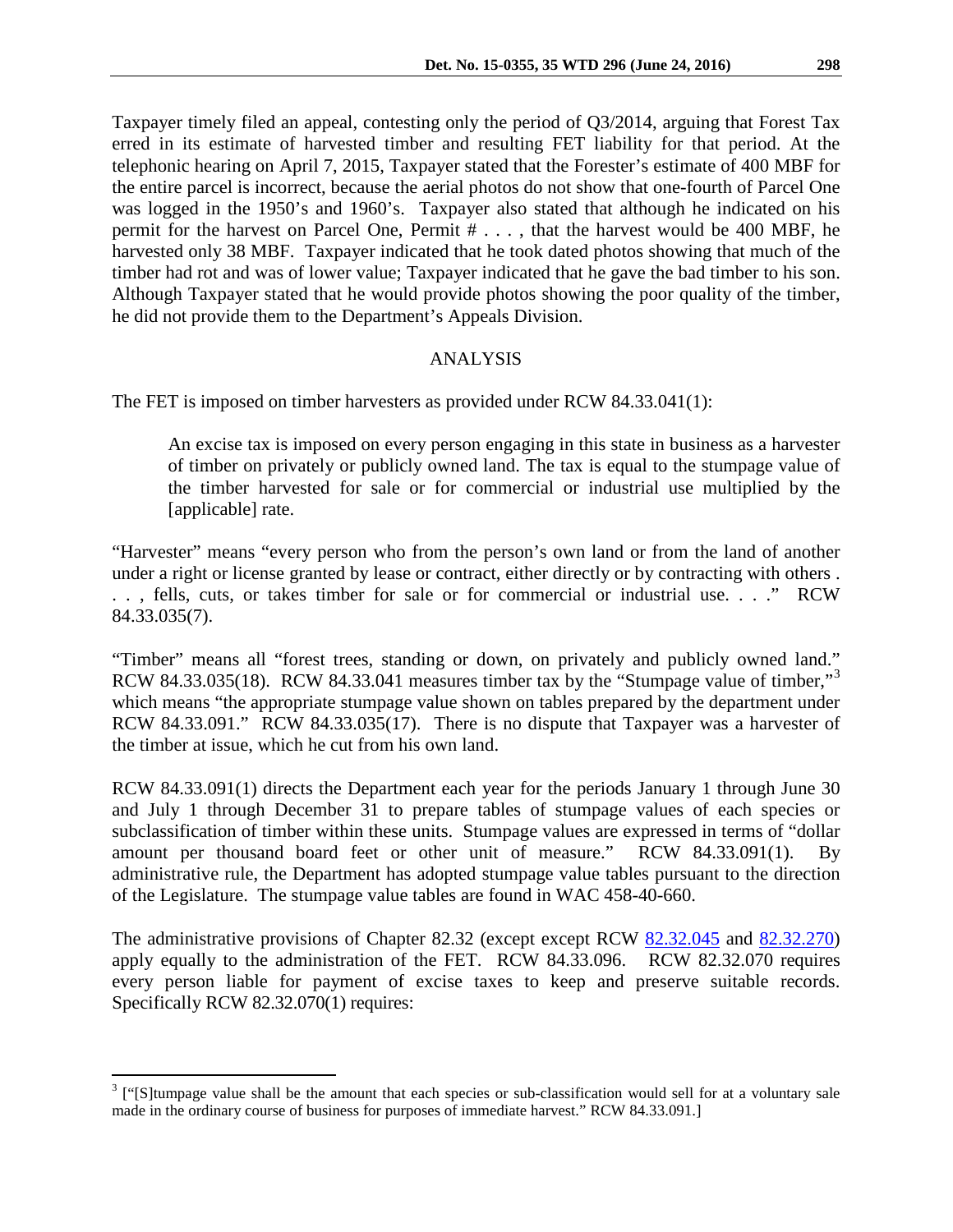Taxpayer timely filed an appeal, contesting only the period of Q3/2014, arguing that Forest Tax erred in its estimate of harvested timber and resulting FET liability for that period. At the telephonic hearing on April 7, 2015, Taxpayer stated that the Forester's estimate of 400 MBF for the entire parcel is incorrect, because the aerial photos do not show that one-fourth of Parcel One was logged in the 1950's and 1960's. Taxpayer also stated that although he indicated on his permit for the harvest on Parcel One, Permit # . . . , that the harvest would be 400 MBF, he harvested only 38 MBF. Taxpayer indicated that he took dated photos showing that much of the timber had rot and was of lower value; Taxpayer indicated that he gave the bad timber to his son. Although Taxpayer stated that he would provide photos showing the poor quality of the timber, he did not provide them to the Department's Appeals Division.

## ANALYSIS

The FET is imposed on timber harvesters as provided under RCW 84.33.041(1):

> An excise tax is imposed on every person engaging in this state in business as a harvester of timber on privately or publicly owned land. The tax is equal to the stumpage value of the timber harvested for sale or for commercial or industrial use multiplied by the [applicable] rate.

"Harvester" means "every person who from the person's own land or from the land of another under a right or license granted by lease or contract, either directly or by contracting with others . . . , fells, cuts, or takes timber for sale or for commercial or industrial use. . . ." RCW 84.33.035(7).

"Timber" means all "forest trees, standing or down, on privately and publicly owned land." RCW 84.33.035(18). RCW 84.33.041 measures timber tax by the "Stumpage value of timber,"[3] which means "the appropriate stumpage value shown on tables prepared by the department under RCW 84.33.091." RCW 84.33.035(17). There is no dispute that Taxpayer was a harvester of the timber at issue, which he cut from his own land.

RCW 84.33.091(1) directs the Department each year for the periods January 1 through June 30 and July 1 through December 31 to prepare tables of stumpage values of each species or subclassification of timber within these units. Stumpage values are expressed in terms of "dollar amount per thousand board feet or other unit of measure." RCW 84.33.091(1). By administrative rule, the Department has adopted stumpage value tables pursuant to the direction of the Legislature. The stumpage value tables are found in WAC 458-40-660.

The administrative provisions of Chapter 82.32 (except except RCW 82.32.045 and 82.32.270) apply equally to the administration of the FET. RCW 84.33.096. RCW 82.32.070 requires every person liable for payment of excise taxes to keep and preserve suitable records. Specifically RCW 82.32.070(1) requires:

---

[3] ["[S]tumpage value shall be the amount that each species or sub-classification would sell for at a voluntary sale made in the ordinary course of business for purposes of immediate harvest." RCW 84.33.091.]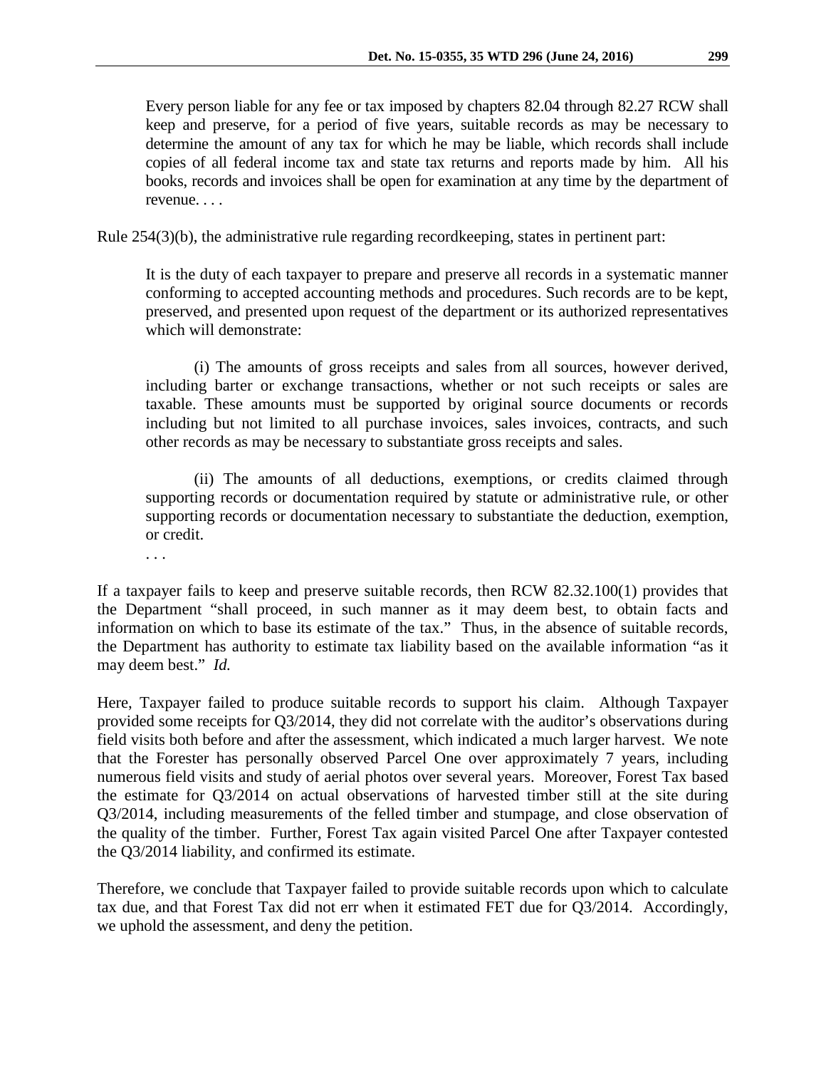> Every person liable for any fee or tax imposed by chapters 82.04 through 82.27 RCW shall keep and preserve, for a period of five years, suitable records as may be necessary to determine the amount of any tax for which he may be liable, which records shall include copies of all federal income tax and state tax returns and reports made by him. All his books, records and invoices shall be open for examination at any time by the department of revenue. . . .

Rule 254(3)(b), the administrative rule regarding recordkeeping, states in pertinent part:

> It is the duty of each taxpayer to prepare and preserve all records in a systematic manner conforming to accepted accounting methods and procedures. Such records are to be kept, preserved, and presented upon request of the department or its authorized representatives which will demonstrate:
>
> (i) The amounts of gross receipts and sales from all sources, however derived, including barter or exchange transactions, whether or not such receipts or sales are taxable. These amounts must be supported by original source documents or records including but not limited to all purchase invoices, sales invoices, contracts, and such other records as may be necessary to substantiate gross receipts and sales.
>
> (ii) The amounts of all deductions, exemptions, or credits claimed through supporting records or documentation required by statute or administrative rule, or other supporting records or documentation necessary to substantiate the deduction, exemption, or credit.
>
> . . .

If a taxpayer fails to keep and preserve suitable records, then RCW 82.32.100(1) provides that the Department "shall proceed, in such manner as it may deem best, to obtain facts and information on which to base its estimate of the tax." Thus, in the absence of suitable records, the Department has authority to estimate tax liability based on the available information "as it may deem best." *Id.*

Here, Taxpayer failed to produce suitable records to support his claim. Although Taxpayer provided some receipts for Q3/2014, they did not correlate with the auditor's observations during field visits both before and after the assessment, which indicated a much larger harvest. We note that the Forester has personally observed Parcel One over approximately 7 years, including numerous field visits and study of aerial photos over several years. Moreover, Forest Tax based the estimate for Q3/2014 on actual observations of harvested timber still at the site during Q3/2014, including measurements of the felled timber and stumpage, and close observation of the quality of the timber. Further, Forest Tax again visited Parcel One after Taxpayer contested the Q3/2014 liability, and confirmed its estimate.

Therefore, we conclude that Taxpayer failed to provide suitable records upon which to calculate tax due, and that Forest Tax did not err when it estimated FET due for Q3/2014. Accordingly, we uphold the assessment, and deny the petition.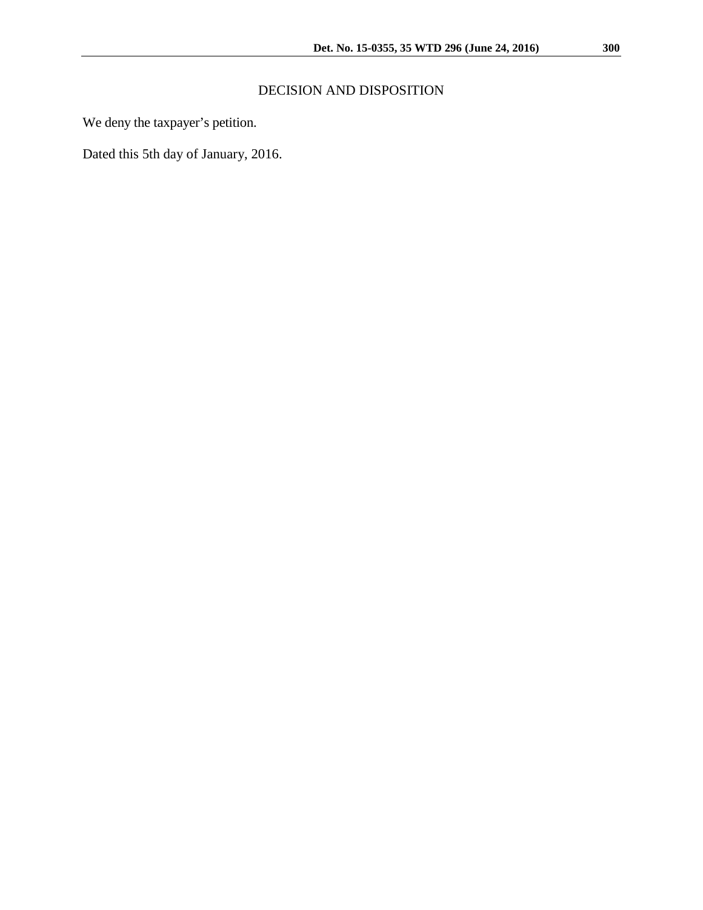## DECISION AND DISPOSITION

We deny the taxpayer’s petition.

Dated this 5th day of January, 2016.